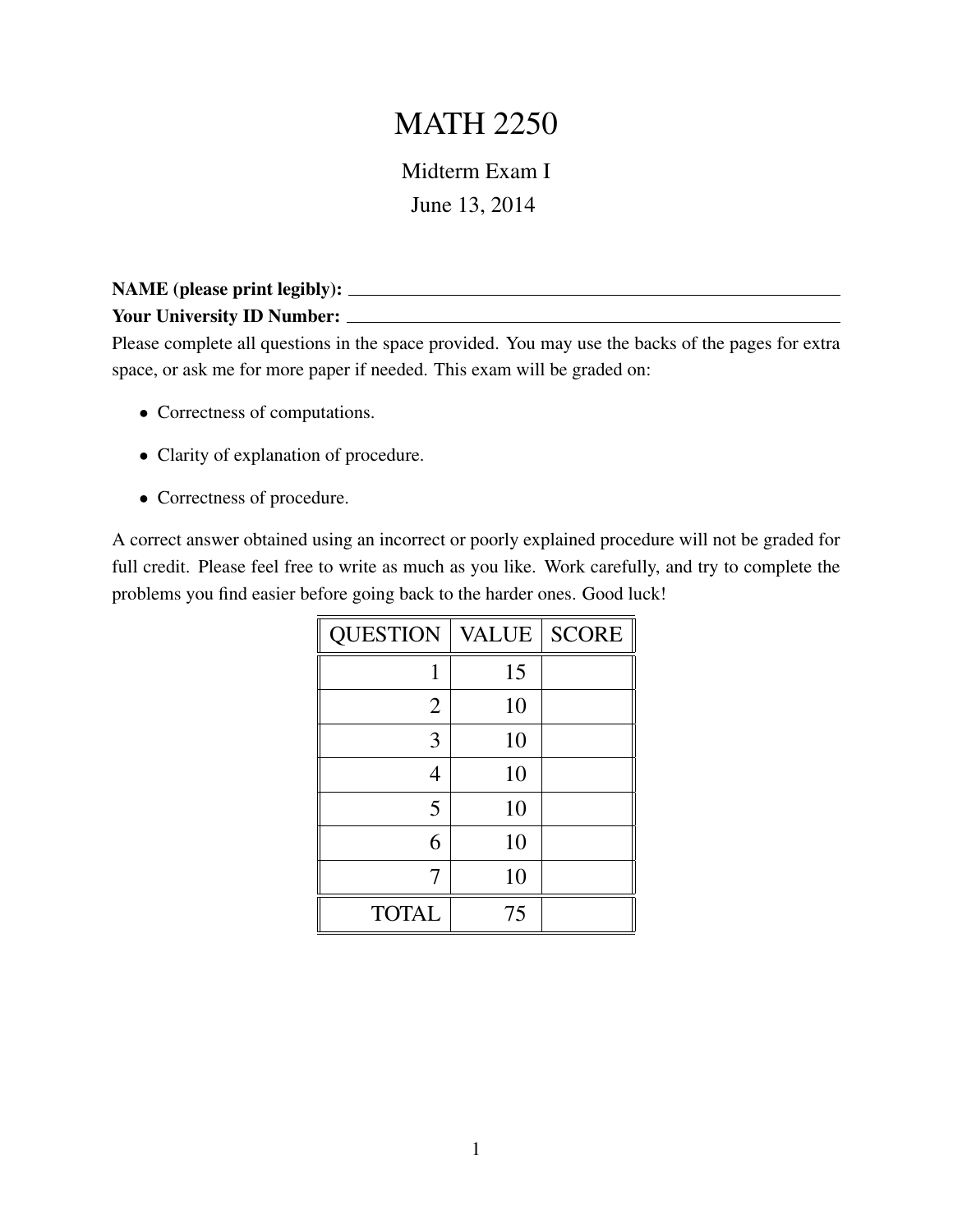# MATH 2250

Midterm Exam I

June 13, 2014

**NAME (please print legibly):** \_\_\_\_\_\_\_\_\_\_\_\_\_\_\_\_\_\_\_\_\_\_\_\_\_\_\_\_\_\_

**Your University ID Number:** \_\_\_\_\_\_\_\_\_\_\_\_\_\_\_\_\_\_\_\_\_\_\_\_\_\_\_\_\_\_

Please complete all questions in the space provided. You may use the backs of the pages for extra space, or ask me for more paper if needed. This exam will be graded on:

- Correctness of computations.
- Clarity of explanation of procedure.
- Correctness of procedure.

A correct answer obtained using an incorrect or poorly explained procedure will not be graded for full credit. Please feel free to write as much as you like. Work carefully, and try to complete the problems you find easier before going back to the harder ones. Good luck!

| QUESTION | VALUE | SCORE |
|---|---|---|
| 1 | 15 | |
| 2 | 10 | |
| 3 | 10 | |
| 4 | 10 | |
| 5 | 10 | |
| 6 | 10 | |
| 7 | 10 | |
| TOTAL | 75 | |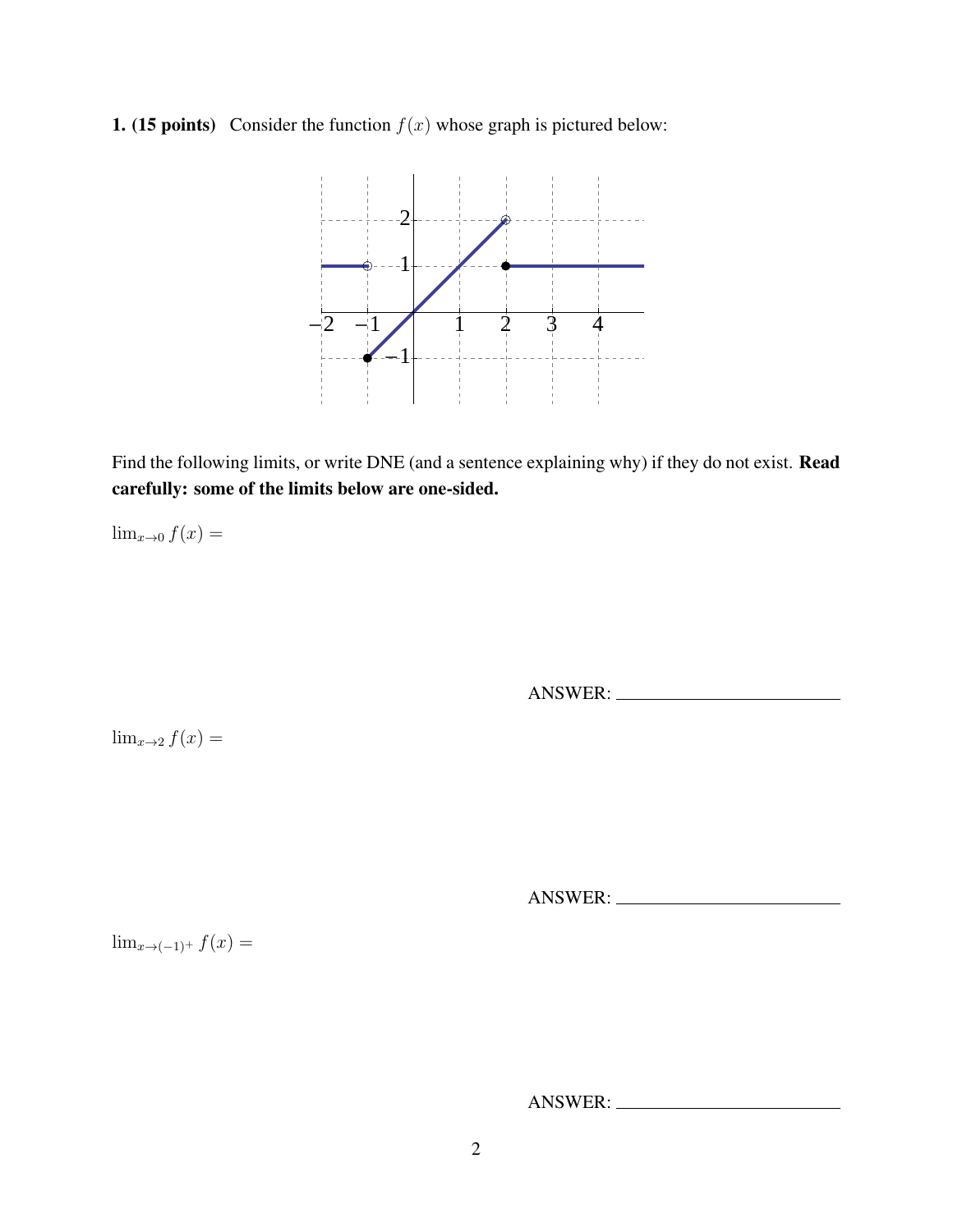**1. (15 points)** Consider the function $f(x)$ whose graph is pictured below:

Find the following limits, or write DNE (and a sentence explaining why) if they do not exist. **Read carefully: some of the limits below are one-sided.**

$\lim_{x\to 0} f(x) =$

ANSWER: \_\_\_\_\_\_\_\_\_\_\_\_\_\_\_\_\_\_\_\_\_\_\_\_

$\lim_{x\to 2} f(x) =$

ANSWER: \_\_\_\_\_\_\_\_\_\_\_\_\_\_\_\_\_\_\_\_\_\_\_\_

$\lim_{x\to (-1)^+} f(x) =$

ANSWER: \_\_\_\_\_\_\_\_\_\_\_\_\_\_\_\_\_\_\_\_\_\_\_\_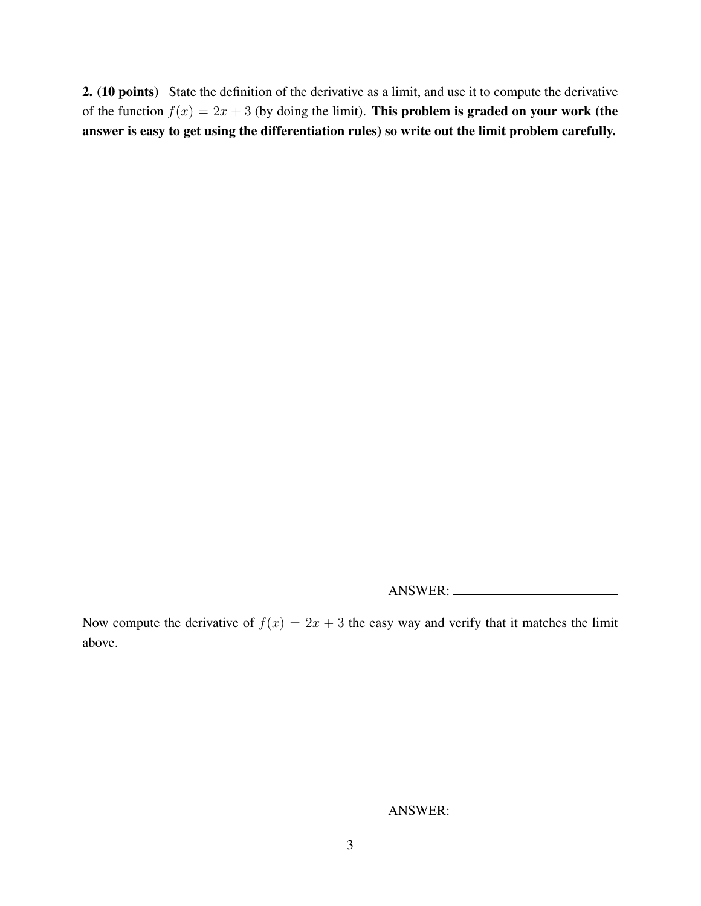**2. (10 points)** State the definition of the derivative as a limit, and use it to compute the derivative of the function $f(x) = 2x + 3$ (by doing the limit). **This problem is graded on your work (the answer is easy to get using the differentiation rules) so write out the limit problem carefully.**

ANSWER: ______________________

Now compute the derivative of $f(x) = 2x + 3$ the easy way and verify that it matches the limit above.

ANSWER: ______________________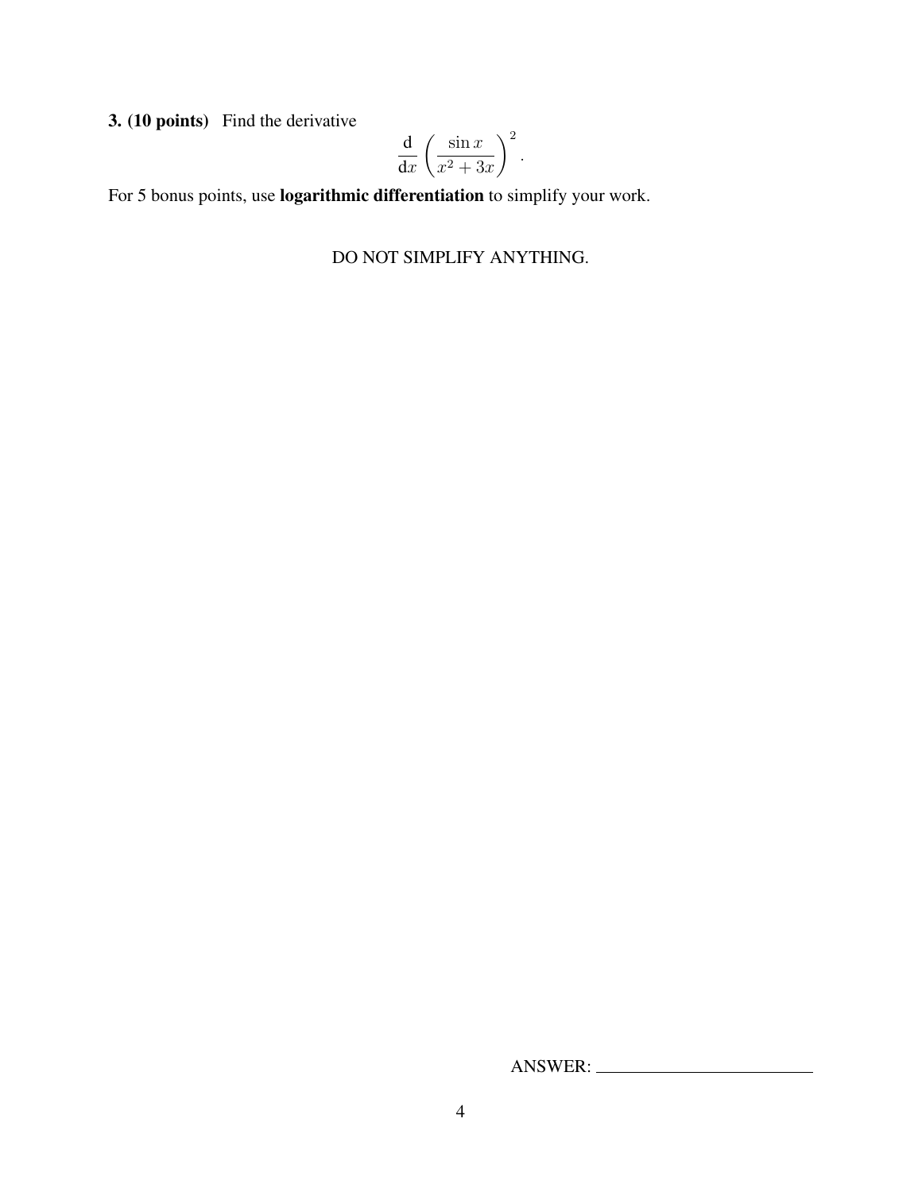**3. (10 points)** Find the derivative

$$\frac{\mathrm{d}}{\mathrm{d}x}\left(\frac{\sin x}{x^2+3x}\right)^2.$$

For 5 bonus points, use **logarithmic differentiation** to simplify your work.

DO NOT SIMPLIFY ANYTHING.

ANSWER: \_\_\_\_\_\_\_\_\_\_\_\_\_\_\_\_\_\_\_\_\_\_\_\_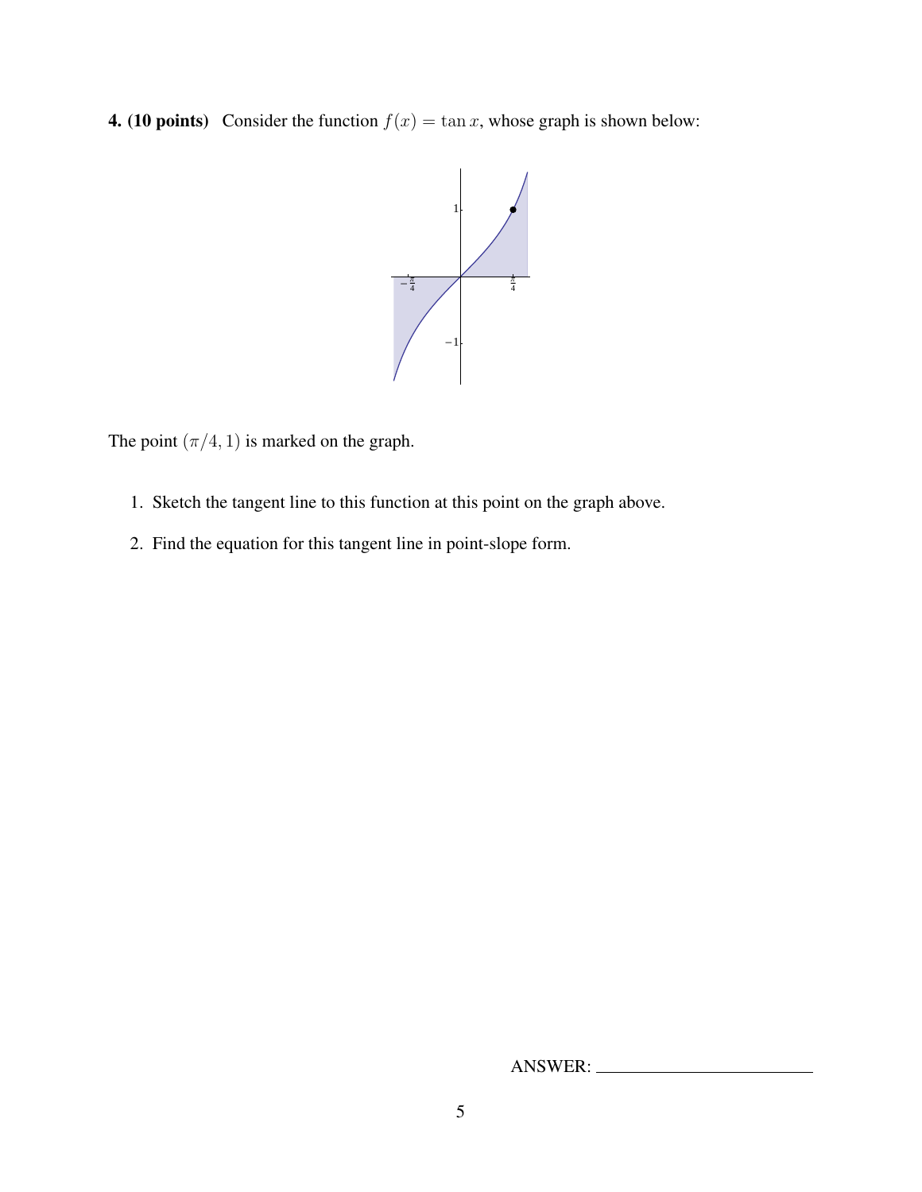**4. (10 points)** Consider the function $f(x) = \tan x$, whose graph is shown below:

The point $(\pi/4, 1)$ is marked on the graph.

1. Sketch the tangent line to this function at this point on the graph above.
2. Find the equation for this tangent line in point-slope form.

ANSWER: ______________________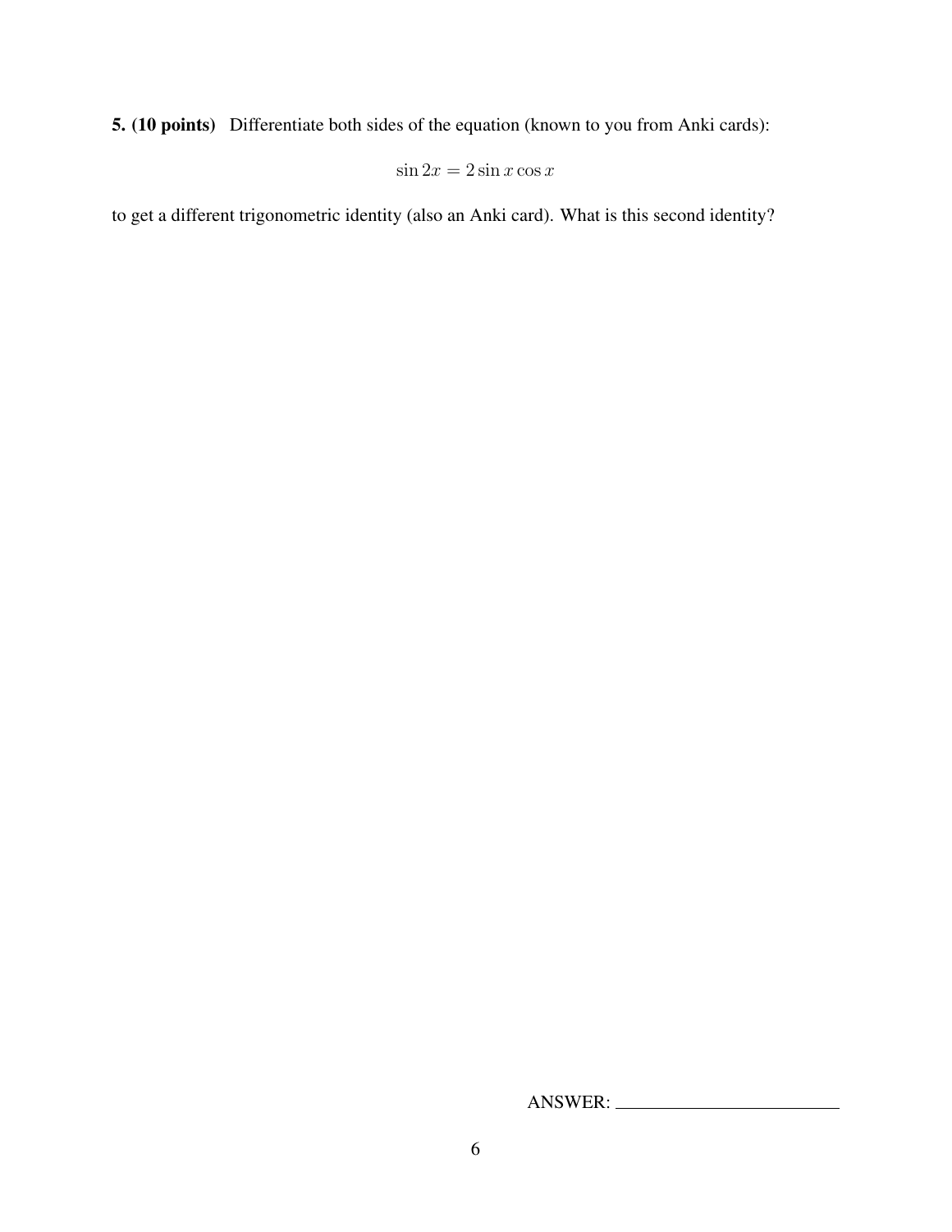**5. (10 points)** Differentiate both sides of the equation (known to you from Anki cards):

$$\sin 2x = 2 \sin x \cos x$$

to get a different trigonometric identity (also an Anki card). What is this second identity?

ANSWER: ________________________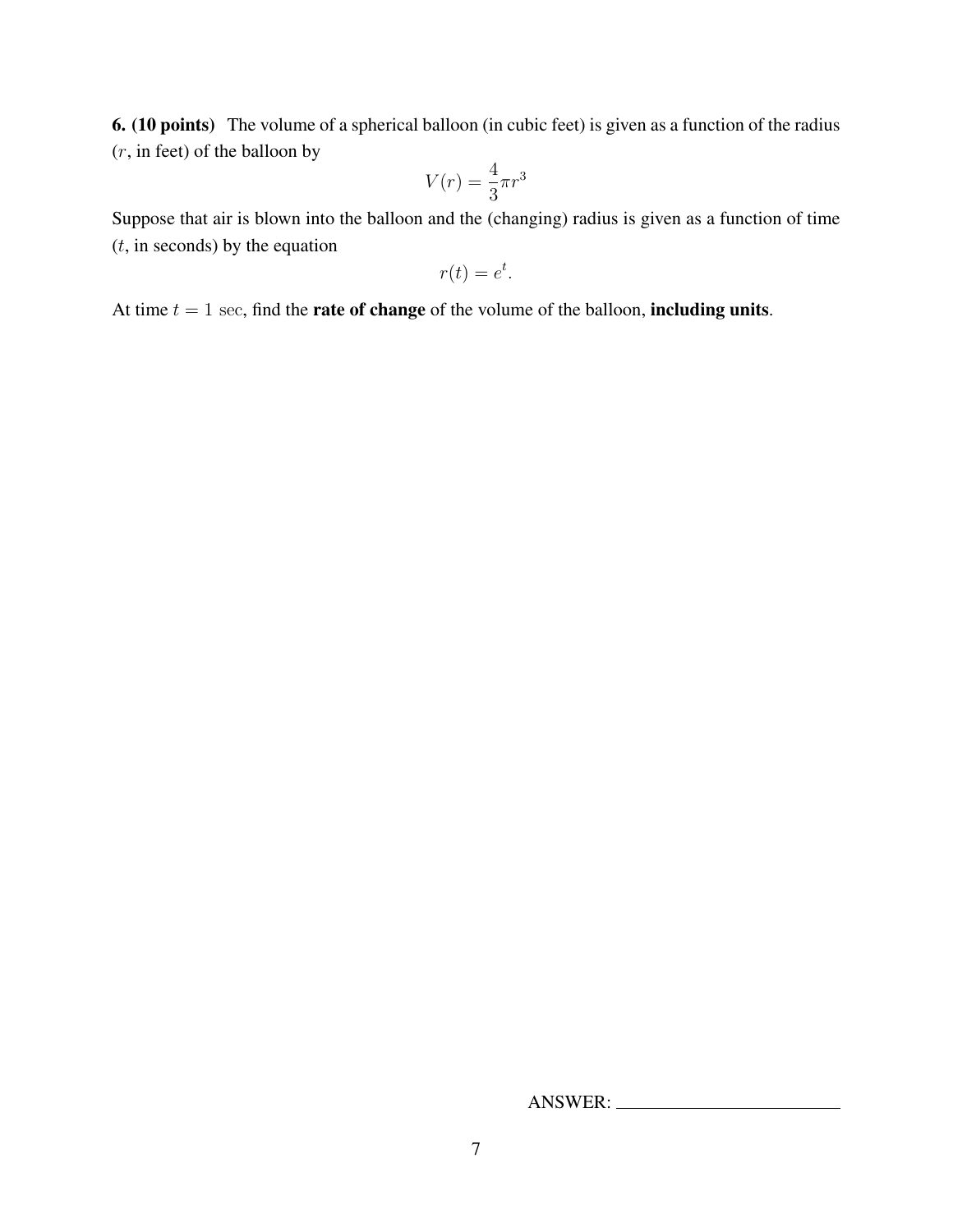**6. (10 points)** The volume of a spherical balloon (in cubic feet) is given as a function of the radius ($r$, in feet) of the balloon by

$$V(r) = \frac{4}{3}\pi r^3$$

Suppose that air is blown into the balloon and the (changing) radius is given as a function of time ($t$, in seconds) by the equation

$$r(t) = e^t.$$

At time $t = 1$ sec, find the **rate of change** of the volume of the balloon, **including units**.

ANSWER: ________________________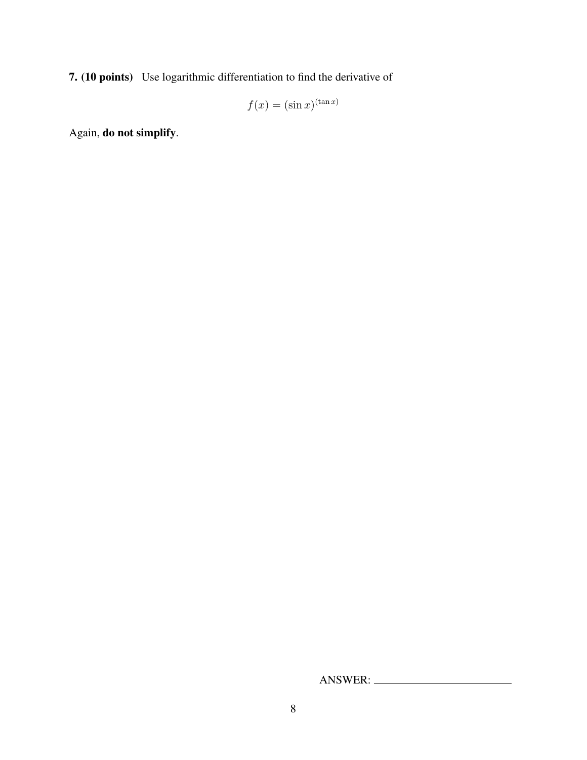**7. (10 points)** Use logarithmic differentiation to find the derivative of

$$f(x) = (\sin x)^{(\tan x)}$$

Again, **do not simplify**.

ANSWER: ________________________